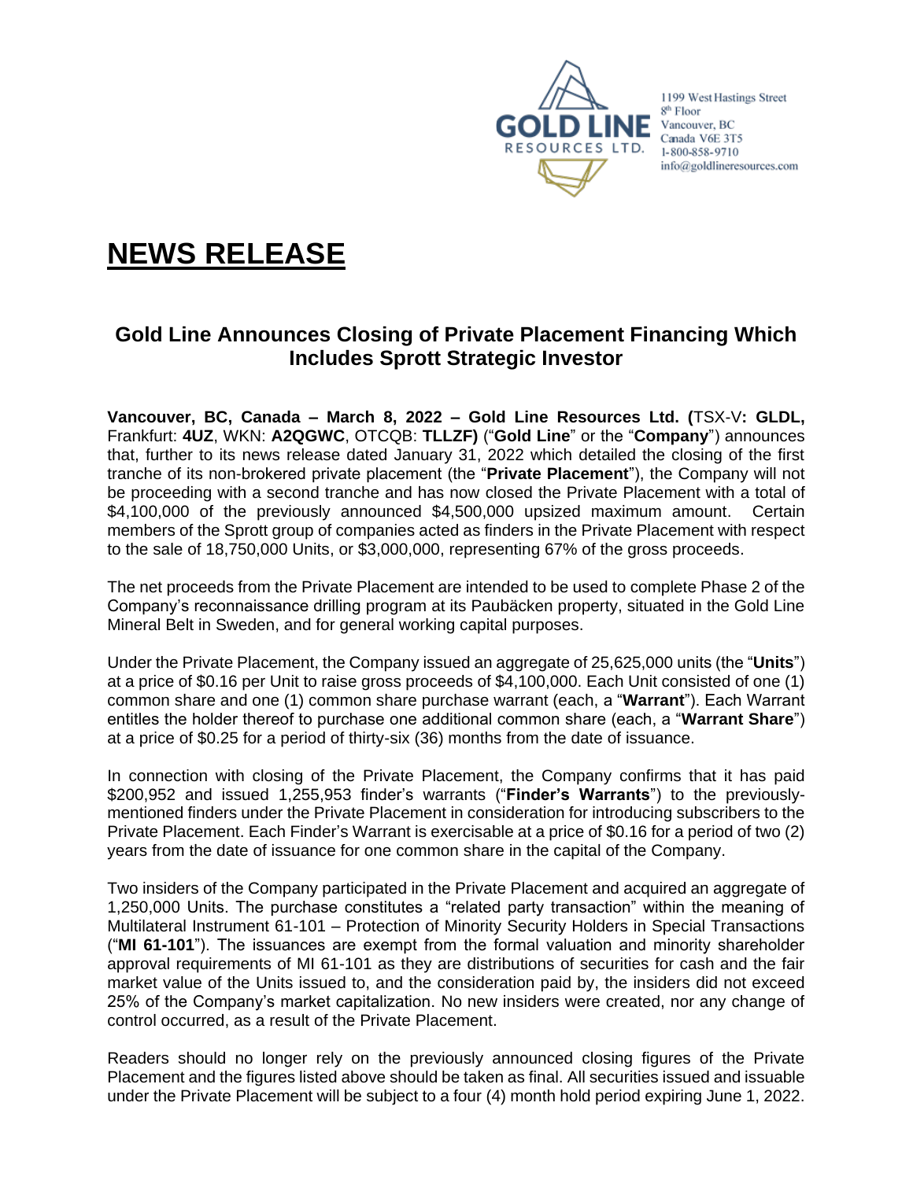GOLD LINE RESOURCES LTD.

1199 West Hastings Street
8th Floor
Vancouver, BC
Canada V6E 3T5
1-800-858-9710
info@goldlineresources.com

# NEWS RELEASE

## Gold Line Announces Closing of Private Placement Financing Which Includes Sprott Strategic Investor

**Vancouver, BC, Canada – March 8, 2022 – Gold Line Resources Ltd. (**TSX-V**: GLDL,** Frankfurt: **4UZ**, WKN: **A2QGWC**, OTCQB: **TLLZF)** ("**Gold Line**" or the "**Company**") announces that, further to its news release dated January 31, 2022 which detailed the closing of the first tranche of its non-brokered private placement (the "**Private Placement**"), the Company will not be proceeding with a second tranche and has now closed the Private Placement with a total of $4,100,000 of the previously announced $4,500,000 upsized maximum amount. Certain members of the Sprott group of companies acted as finders in the Private Placement with respect to the sale of 18,750,000 Units, or $3,000,000, representing 67% of the gross proceeds.

The net proceeds from the Private Placement are intended to be used to complete Phase 2 of the Company's reconnaissance drilling program at its Paubäcken property, situated in the Gold Line Mineral Belt in Sweden, and for general working capital purposes.

Under the Private Placement, the Company issued an aggregate of 25,625,000 units (the "**Units**") at a price of $0.16 per Unit to raise gross proceeds of $4,100,000. Each Unit consisted of one (1) common share and one (1) common share purchase warrant (each, a "**Warrant**"). Each Warrant entitles the holder thereof to purchase one additional common share (each, a "**Warrant Share**") at a price of $0.25 for a period of thirty-six (36) months from the date of issuance.

In connection with closing of the Private Placement, the Company confirms that it has paid $200,952 and issued 1,255,953 finder's warrants ("**Finder's Warrants**") to the previously-mentioned finders under the Private Placement in consideration for introducing subscribers to the Private Placement. Each Finder's Warrant is exercisable at a price of $0.16 for a period of two (2) years from the date of issuance for one common share in the capital of the Company.

Two insiders of the Company participated in the Private Placement and acquired an aggregate of 1,250,000 Units. The purchase constitutes a "related party transaction" within the meaning of Multilateral Instrument 61-101 – Protection of Minority Security Holders in Special Transactions ("**MI 61-101**"). The issuances are exempt from the formal valuation and minority shareholder approval requirements of MI 61-101 as they are distributions of securities for cash and the fair market value of the Units issued to, and the consideration paid by, the insiders did not exceed 25% of the Company's market capitalization. No new insiders were created, nor any change of control occurred, as a result of the Private Placement.

Readers should no longer rely on the previously announced closing figures of the Private Placement and the figures listed above should be taken as final. All securities issued and issuable under the Private Placement will be subject to a four (4) month hold period expiring June 1, 2022.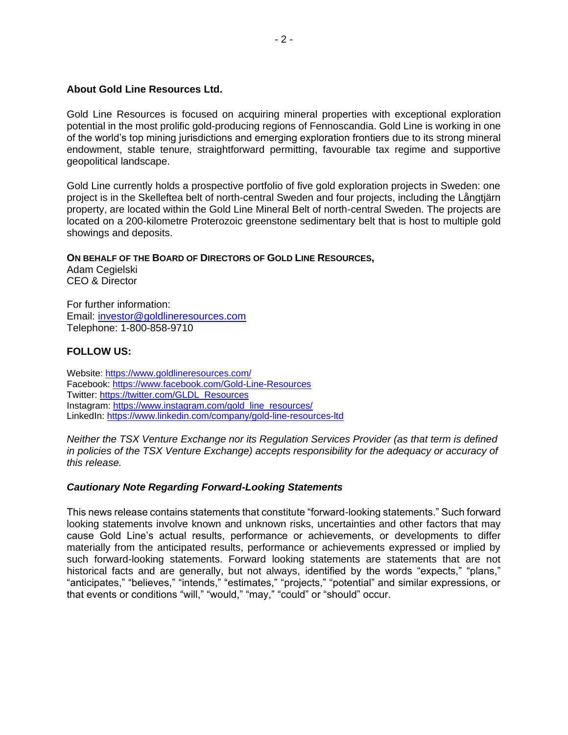## About Gold Line Resources Ltd.

Gold Line Resources is focused on acquiring mineral properties with exceptional exploration potential in the most prolific gold-producing regions of Fennoscandia. Gold Line is working in one of the world's top mining jurisdictions and emerging exploration frontiers due to its strong mineral endowment, stable tenure, straightforward permitting, favourable tax regime and supportive geopolitical landscape.

Gold Line currently holds a prospective portfolio of five gold exploration projects in Sweden: one project is in the Skelleftea belt of north-central Sweden and four projects, including the Långtjärn property, are located within the Gold Line Mineral Belt of north-central Sweden. The projects are located on a 200-kilometre Proterozoic greenstone sedimentary belt that is host to multiple gold showings and deposits.

**ON BEHALF OF THE BOARD OF DIRECTORS OF GOLD LINE RESOURCES,**
Adam Cegielski
CEO & Director

For further information:
Email: investor@goldlineresources.com
Telephone: 1-800-858-9710

**FOLLOW US:**

Website: https://www.goldlineresources.com/
Facebook: https://www.facebook.com/Gold-Line-Resources
Twitter: https://twitter.com/GLDL_Resources
Instagram: https://www.instagram.com/gold_line_resources/
LinkedIn: https://www.linkedin.com/company/gold-line-resources-ltd

*Neither the TSX Venture Exchange nor its Regulation Services Provider (as that term is defined in policies of the TSX Venture Exchange) accepts responsibility for the adequacy or accuracy of this release.*

### *Cautionary Note Regarding Forward-Looking Statements*

This news release contains statements that constitute "forward-looking statements." Such forward looking statements involve known and unknown risks, uncertainties and other factors that may cause Gold Line's actual results, performance or achievements, or developments to differ materially from the anticipated results, performance or achievements expressed or implied by such forward-looking statements. Forward looking statements are statements that are not historical facts and are generally, but not always, identified by the words "expects," "plans," "anticipates," "believes," "intends," "estimates," "projects," "potential" and similar expressions, or that events or conditions "will," "would," "may," "could" or "should" occur.